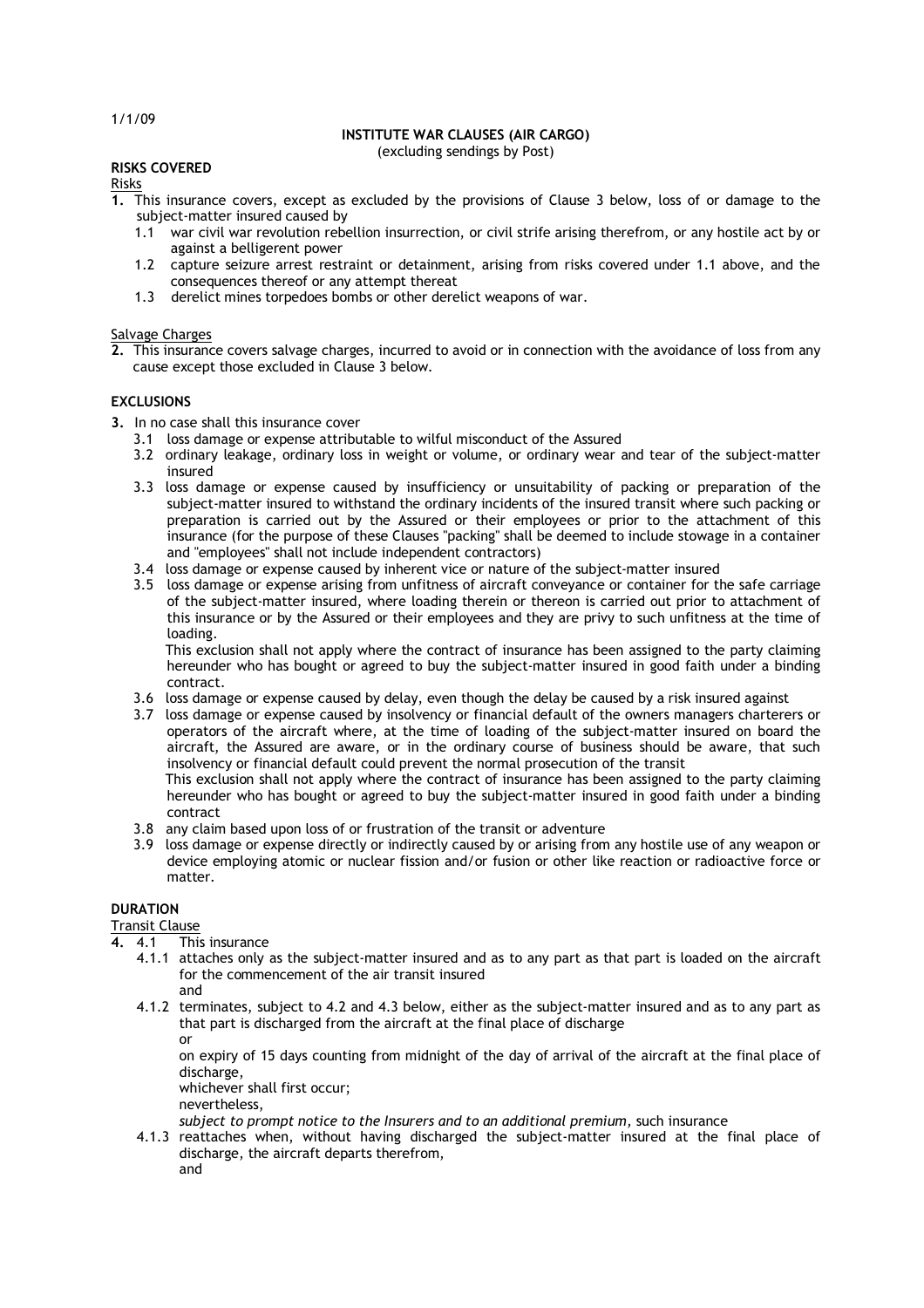1/1/09

# INSTITUTE WAR CLAUSES (AIR CARGO)

(excluding sendings by Post)

## RISKS COVERED

Risks

**1.** This insurance covers, except as excluded by the provisions of Clause 3 below, loss of or damage to the subject-matter insured caused by

- 1.1 war civil war revolution rebellion insurrection, or civil strife arising therefrom, or any hostile act by or against a belligerent power
- 1.2 capture seizure arrest restraint or detainment, arising from risks covered under 1.1 above, and the consequences thereof or any attempt thereat
- 1.3 derelict mines torpedoes bombs or other derelict weapons of war.

Salvage Charges

**2.** This insurance covers salvage charges, incurred to avoid or in connection with the avoidance of loss from any cause except those excluded in Clause 3 below.

## EXCLUSIONS

**3.** In no case shall this insurance cover

- 3.1 loss damage or expense attributable to wilful misconduct of the Assured
- 3.2 ordinary leakage, ordinary loss in weight or volume, or ordinary wear and tear of the subject-matter insured
- 3.3 loss damage or expense caused by insufficiency or unsuitability of packing or preparation of the subject-matter insured to withstand the ordinary incidents of the insured transit where such packing or preparation is carried out by the Assured or their employees or prior to the attachment of this insurance (for the purpose of these Clauses "packing" shall be deemed to include stowage in a container and "employees" shall not include independent contractors)
- 3.4 loss damage or expense caused by inherent vice or nature of the subject-matter insured
- 3.5 loss damage or expense arising from unfitness of aircraft conveyance or container for the safe carriage of the subject-matter insured, where loading therein or thereon is carried out prior to attachment of this insurance or by the Assured or their employees and they are privy to such unfitness at the time of loading.

  This exclusion shall not apply where the contract of insurance has been assigned to the party claiming hereunder who has bought or agreed to buy the subject-matter insured in good faith under a binding contract.
- 3.6 loss damage or expense caused by delay, even though the delay be caused by a risk insured against
- 3.7 loss damage or expense caused by insolvency or financial default of the owners managers charterers or operators of the aircraft where, at the time of loading of the subject-matter insured on board the aircraft, the Assured are aware, or in the ordinary course of business should be aware, that such insolvency or financial default could prevent the normal prosecution of the transit

  This exclusion shall not apply where the contract of insurance has been assigned to the party claiming hereunder who has bought or agreed to buy the subject-matter insured in good faith under a binding contract
- 3.8 any claim based upon loss of or frustration of the transit or adventure
- 3.9 loss damage or expense directly or indirectly caused by or arising from any hostile use of any weapon or device employing atomic or nuclear fission and/or fusion or other like reaction or radioactive force or matter.

## DURATION

Transit Clause

**4.** 4.1 This insurance

- 4.1.1 attaches only as the subject-matter insured and as to any part as that part is loaded on the aircraft for the commencement of the air transit insured

  and
- 4.1.2 terminates, subject to 4.2 and 4.3 below, either as the subject-matter insured and as to any part as that part is discharged from the aircraft at the final place of discharge

  or

  on expiry of 15 days counting from midnight of the day of arrival of the aircraft at the final place of discharge,

  whichever shall first occur;

  nevertheless,

  *subject to prompt notice to the Insurers and to an additional premium,* such insurance
- 4.1.3 reattaches when, without having discharged the subject-matter insured at the final place of discharge, the aircraft departs therefrom,

  and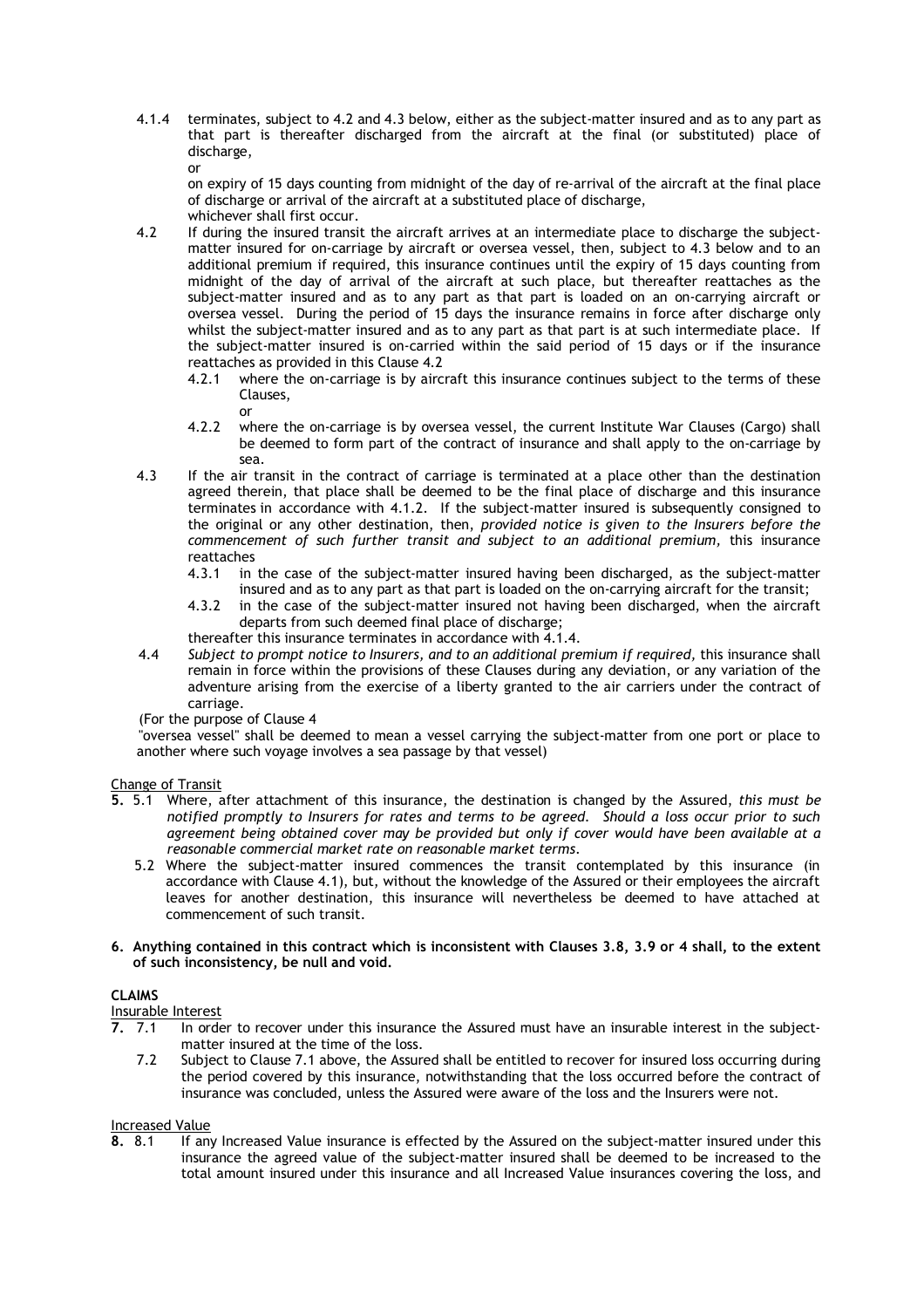4.1.4 terminates, subject to 4.2 and 4.3 below, either as the subject-matter insured and as to any part as that part is thereafter discharged from the aircraft at the final (or substituted) place of discharge,

or

on expiry of 15 days counting from midnight of the day of re-arrival of the aircraft at the final place of discharge or arrival of the aircraft at a substituted place of discharge,

whichever shall first occur.

4.2 If during the insured transit the aircraft arrives at an intermediate place to discharge the subject-matter insured for on-carriage by aircraft or oversea vessel, then, subject to 4.3 below and to an additional premium if required, this insurance continues until the expiry of 15 days counting from midnight of the day of arrival of the aircraft at such place, but thereafter reattaches as the subject-matter insured and as to any part as that part is loaded on an on-carrying aircraft or oversea vessel. During the period of 15 days the insurance remains in force after discharge only whilst the subject-matter insured and as to any part as that part is at such intermediate place. If the subject-matter insured is on-carried within the said period of 15 days or if the insurance reattaches as provided in this Clause 4.2

4.2.1 where the on-carriage is by aircraft this insurance continues subject to the terms of these Clauses,

or

4.2.2 where the on-carriage is by oversea vessel, the current Institute War Clauses (Cargo) shall be deemed to form part of the contract of insurance and shall apply to the on-carriage by sea.

4.3 If the air transit in the contract of carriage is terminated at a place other than the destination agreed therein, that place shall be deemed to be the final place of discharge and this insurance terminates in accordance with 4.1.2. If the subject-matter insured is subsequently consigned to the original or any other destination, then, *provided notice is given to the Insurers before the commencement of such further transit and subject to an additional premium,* this insurance reattaches

4.3.1 in the case of the subject-matter insured having been discharged, as the subject-matter insured and as to any part as that part is loaded on the on-carrying aircraft for the transit;

4.3.2 in the case of the subject-matter insured not having been discharged, when the aircraft departs from such deemed final place of discharge;

thereafter this insurance terminates in accordance with 4.1.4.

4.4 *Subject to prompt notice to Insurers, and to an additional premium if required,* this insurance shall remain in force within the provisions of these Clauses during any deviation, or any variation of the adventure arising from the exercise of a liberty granted to the air carriers under the contract of carriage.

(For the purpose of Clause 4

"oversea vessel" shall be deemed to mean a vessel carrying the subject-matter from one port or place to another where such voyage involves a sea passage by that vessel)

Change of Transit

**5.** 5.1 Where, after attachment of this insurance, the destination is changed by the Assured, *this must be notified promptly to Insurers for rates and terms to be agreed. Should a loss occur prior to such agreement being obtained cover may be provided but only if cover would have been available at a reasonable commercial market rate on reasonable market terms.*

5.2 Where the subject-matter insured commences the transit contemplated by this insurance (in accordance with Clause 4.1), but, without the knowledge of the Assured or their employees the aircraft leaves for another destination, this insurance will nevertheless be deemed to have attached at commencement of such transit.

**6. Anything contained in this contract which is inconsistent with Clauses 3.8, 3.9 or 4 shall, to the extent of such inconsistency, be null and void.**

**CLAIMS**

Insurable Interest

**7.** 7.1 In order to recover under this insurance the Assured must have an insurable interest in the subject-matter insured at the time of the loss.

7.2 Subject to Clause 7.1 above, the Assured shall be entitled to recover for insured loss occurring during the period covered by this insurance, notwithstanding that the loss occurred before the contract of insurance was concluded, unless the Assured were aware of the loss and the Insurers were not.

Increased Value

**8.** 8.1 If any Increased Value insurance is effected by the Assured on the subject-matter insured under this insurance the agreed value of the subject-matter insured shall be deemed to be increased to the total amount insured under this insurance and all Increased Value insurances covering the loss, and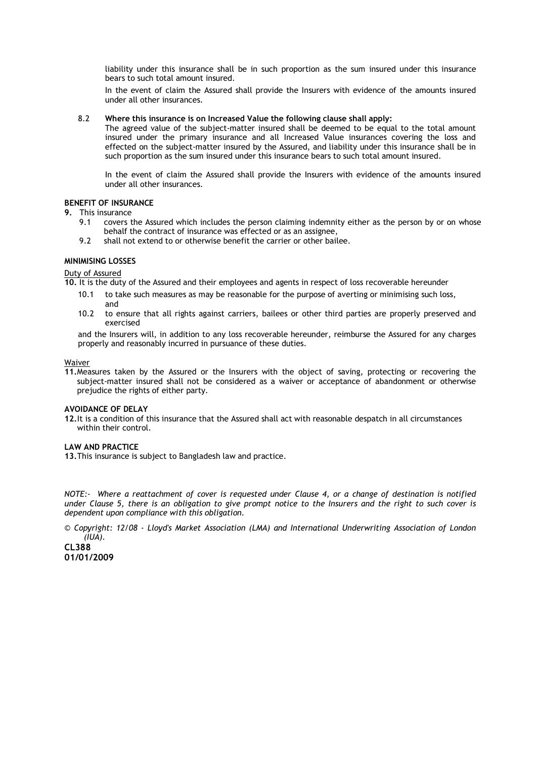liability under this insurance shall be in such proportion as the sum insured under this insurance bears to such total amount insured.

In the event of claim the Assured shall provide the Insurers with evidence of the amounts insured under all other insurances.

8.2 **Where this insurance is on Increased Value the following clause shall apply:**
The agreed value of the subject-matter insured shall be deemed to be equal to the total amount insured under the primary insurance and all Increased Value insurances covering the loss and effected on the subject-matter insured by the Assured, and liability under this insurance shall be in such proportion as the sum insured under this insurance bears to such total amount insured.

In the event of claim the Assured shall provide the Insurers with evidence of the amounts insured under all other insurances.

**BENEFIT OF INSURANCE**

**9.** This insurance

9.1 covers the Assured which includes the person claiming indemnity either as the person by or on whose behalf the contract of insurance was effected or as an assignee,

9.2 shall not extend to or otherwise benefit the carrier or other bailee.

**MINIMISING LOSSES**

Duty of Assured

**10.** It is the duty of the Assured and their employees and agents in respect of loss recoverable hereunder

10.1 to take such measures as may be reasonable for the purpose of averting or minimising such loss, and

10.2 to ensure that all rights against carriers, bailees or other third parties are properly preserved and exercised

and the Insurers will, in addition to any loss recoverable hereunder, reimburse the Assured for any charges properly and reasonably incurred in pursuance of these duties.

Waiver

**11.** Measures taken by the Assured or the Insurers with the object of saving, protecting or recovering the subject-matter insured shall not be considered as a waiver or acceptance of abandonment or otherwise prejudice the rights of either party.

**AVOIDANCE OF DELAY**

**12.** It is a condition of this insurance that the Assured shall act with reasonable despatch in all circumstances within their control.

**LAW AND PRACTICE**

**13.** This insurance is subject to Bangladesh law and practice.

*NOTE:- Where a reattachment of cover is requested under Clause 4, or a change of destination is notified under Clause 5, there is an obligation to give prompt notice to the Insurers and the right to such cover is dependent upon compliance with this obligation.*

*© Copyright: 12/08 - Lloyd's Market Association (LMA) and International Underwriting Association of London (IUA).*

**CL388**
**01/01/2009**